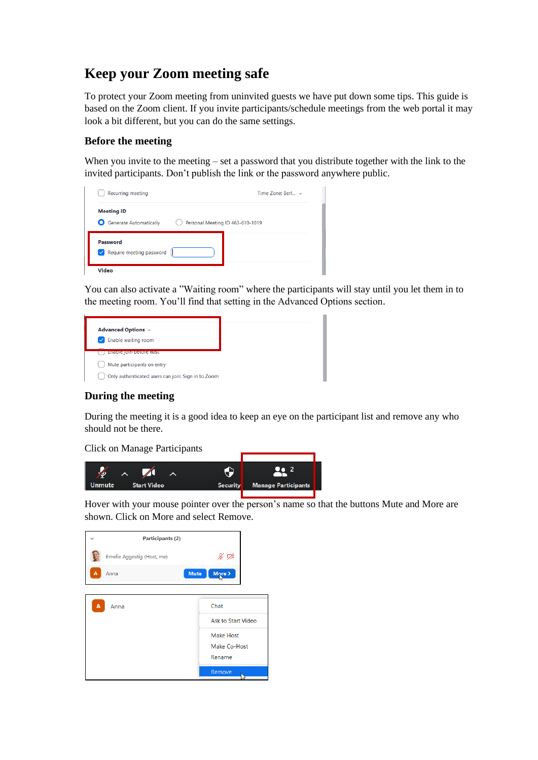# Keep your Zoom meeting safe

To protect your Zoom meeting from uninvited guests we have put down some tips. This guide is based on the Zoom client. If you invite participants/schedule meetings from the web portal it may look a bit different, but you can do the same settings.

## Before the meeting

When you invite to the meeting – set a password that you distribute together with the link to the invited participants. Don't publish the link or the password anywhere public.

You can also activate a "Waiting room" where the participants will stay until you let them in to the meeting room. You'll find that setting in the Advanced Options section.

## During the meeting

During the meeting it is a good idea to keep an eye on the participant list and remove any who should not be there.

Click on Manage Participants

Hover with your mouse pointer over the person's name so that the buttons Mute and More are shown. Click on More and select Remove.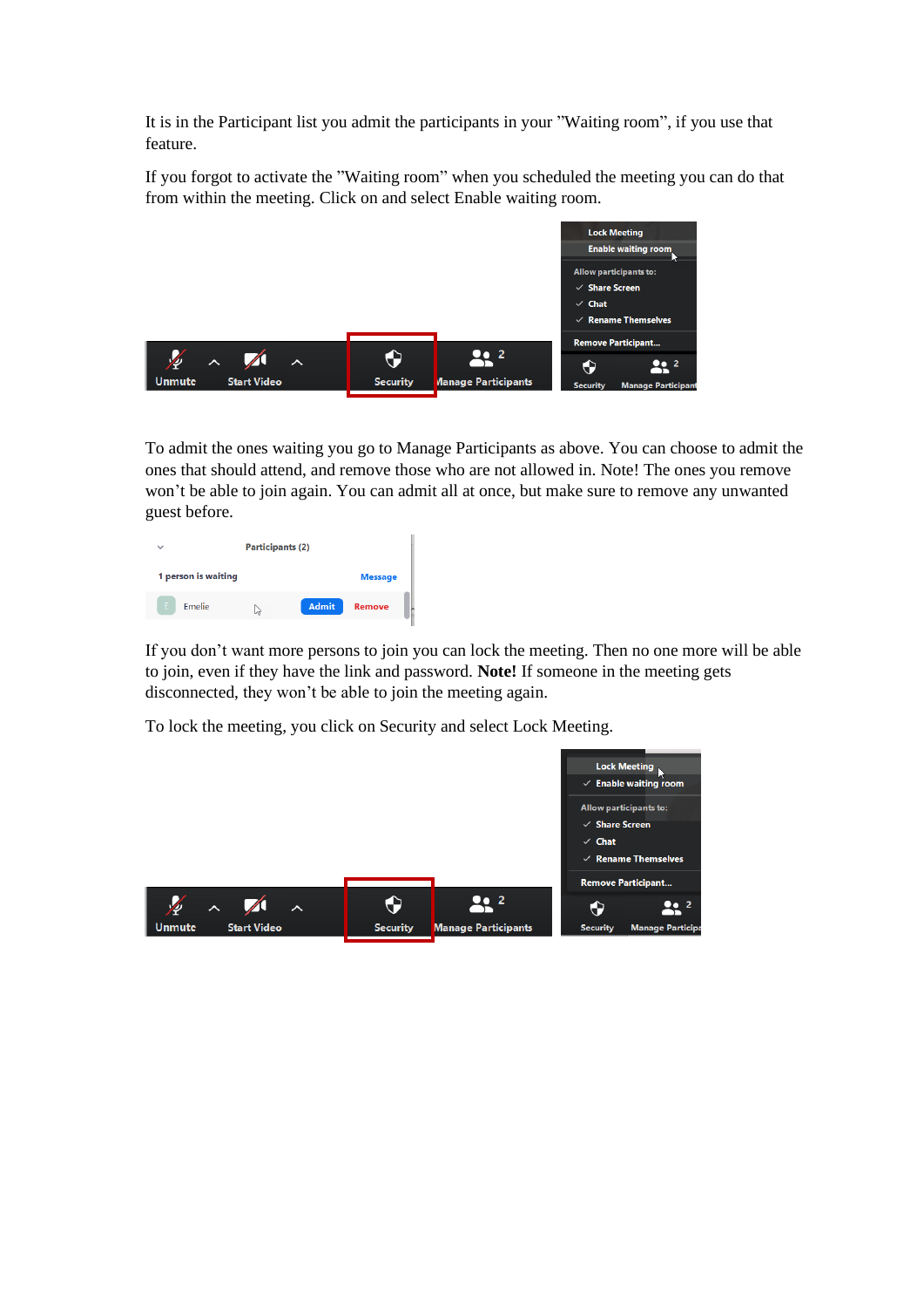It is in the Participant list you admit the participants in your ”Waiting room”, if you use that feature.

If you forgot to activate the ”Waiting room” when you scheduled the meeting you can do that from within the meeting. Click on and select Enable waiting room.

To admit the ones waiting you go to Manage Participants as above. You can choose to admit the ones that should attend, and remove those who are not allowed in. Note! The ones you remove won’t be able to join again. You can admit all at once, but make sure to remove any unwanted guest before.

If you don’t want more persons to join you can lock the meeting. Then no one more will be able to join, even if they have the link and password. **Note!** If someone in the meeting gets disconnected, they won’t be able to join the meeting again.

To lock the meeting, you click on Security and select Lock Meeting.